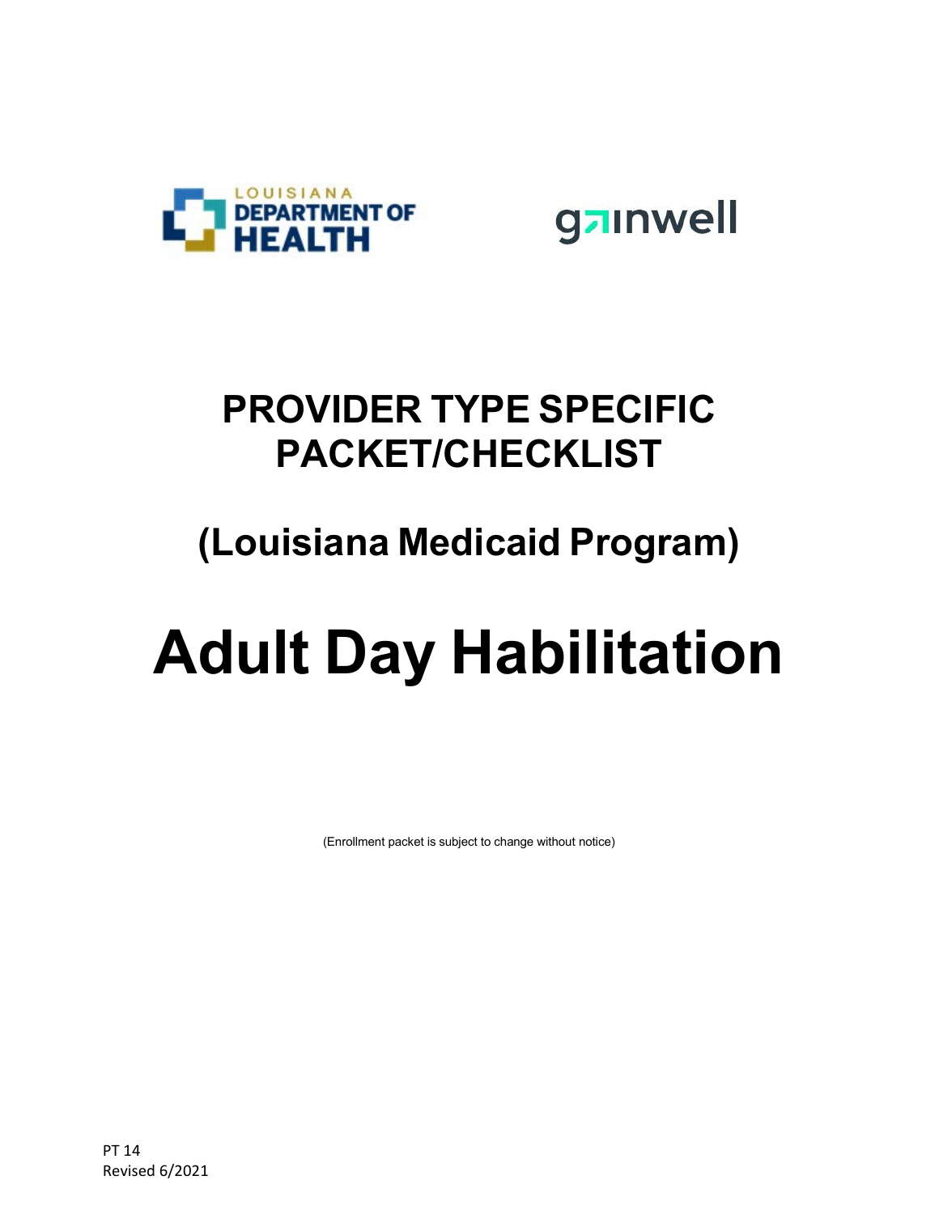LOUISIANA DEPARTMENT OF HEALTH

gainwell

# PROVIDER TYPE SPECIFIC PACKET/CHECKLIST

## (Louisiana Medicaid Program)

# Adult Day Habilitation

(Enrollment packet is subject to change without notice)

PT 14
Revised 6/2021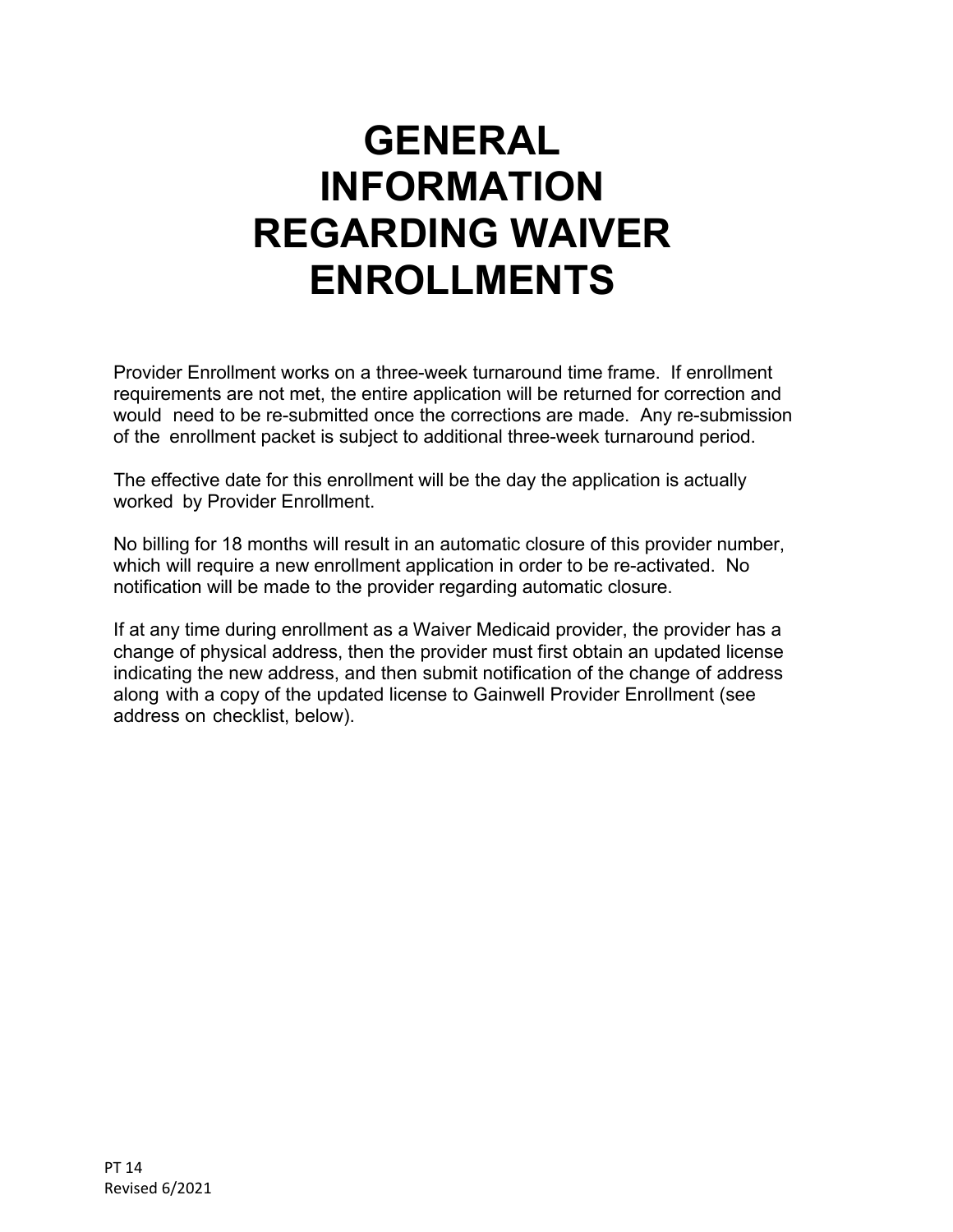# GENERAL INFORMATION REGARDING WAIVER ENROLLMENTS

Provider Enrollment works on a three-week turnaround time frame. If enrollment requirements are not met, the entire application will be returned for correction and would need to be re-submitted once the corrections are made. Any re-submission of the enrollment packet is subject to additional three-week turnaround period.

The effective date for this enrollment will be the day the application is actually worked by Provider Enrollment.

No billing for 18 months will result in an automatic closure of this provider number, which will require a new enrollment application in order to be re-activated. No notification will be made to the provider regarding automatic closure.

If at any time during enrollment as a Waiver Medicaid provider, the provider has a change of physical address, then the provider must first obtain an updated license indicating the new address, and then submit notification of the change of address along with a copy of the updated license to Gainwell Provider Enrollment (see address on checklist, below).

PT 14
Revised 6/2021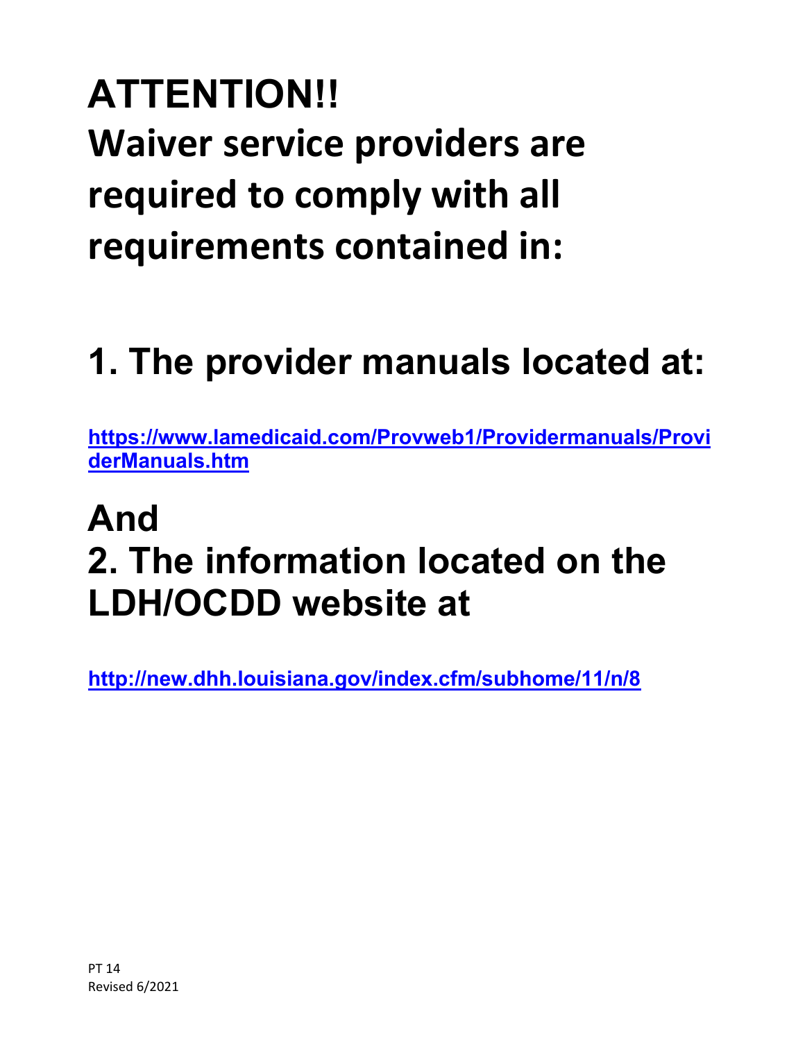# ATTENTION!!

# Waiver service providers are required to comply with all requirements contained in:

# 1. The provider manuals located at:

**https://www.lamedicaid.com/Provweb1/Providermanuals/ProviderManuals.htm**

# And

# 2. The information located on the LDH/OCDD website at

**http://new.dhh.louisiana.gov/index.cfm/subhome/11/n/8**

PT 14
Revised 6/2021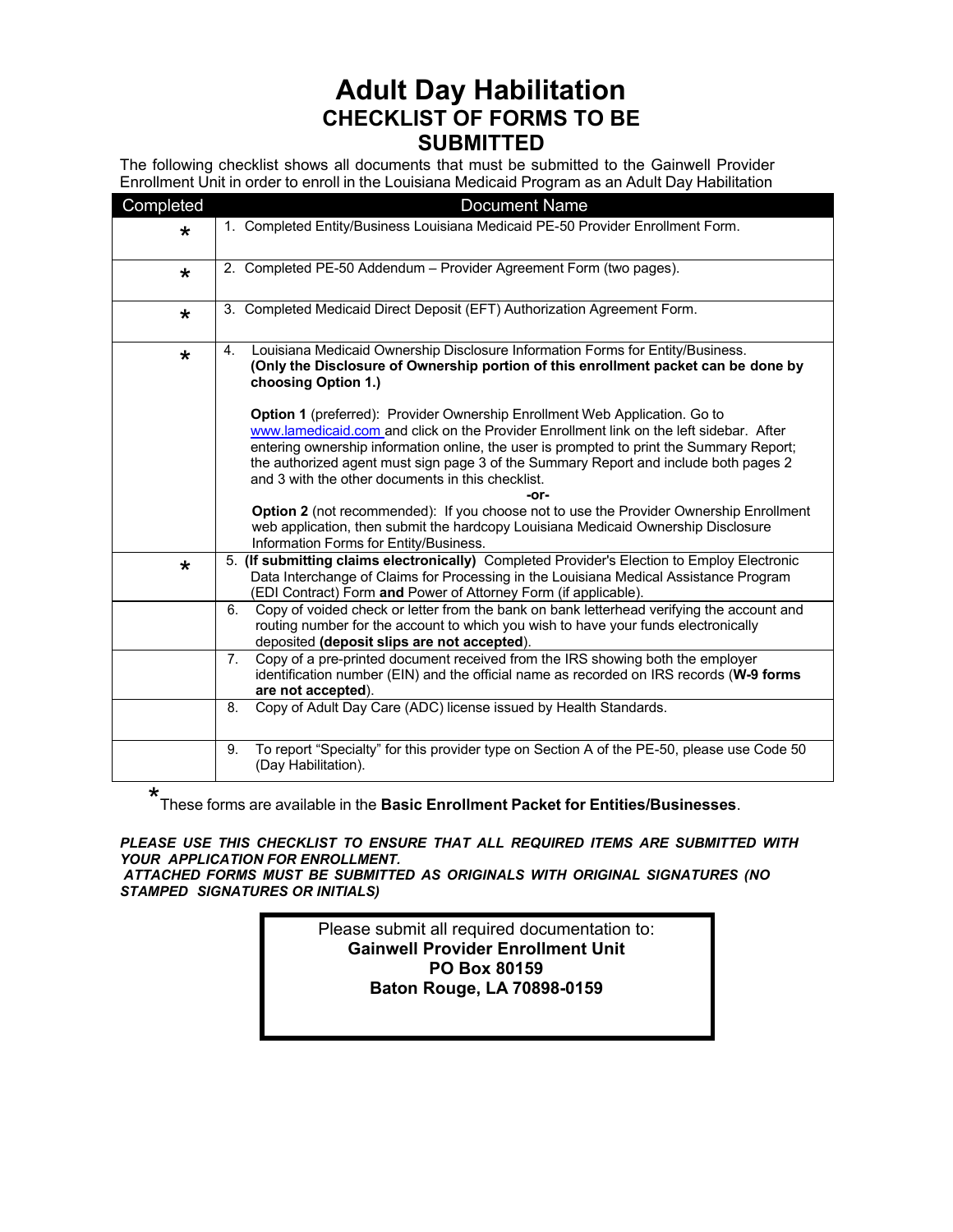# Adult Day Habilitation

## CHECKLIST OF FORMS TO BE SUBMITTED

The following checklist shows all documents that must be submitted to the Gainwell Provider Enrollment Unit in order to enroll in the Louisiana Medicaid Program as an Adult Day Habilitation

| Completed | Document Name |
|---|---|
| * | 1. Completed Entity/Business Louisiana Medicaid PE-50 Provider Enrollment Form. |
| * | 2. Completed PE-50 Addendum – Provider Agreement Form (two pages). |
| * | 3. Completed Medicaid Direct Deposit (EFT) Authorization Agreement Form. |
| * | 4. Louisiana Medicaid Ownership Disclosure Information Forms for Entity/Business. **(Only the Disclosure of Ownership portion of this enrollment packet can be done by choosing Option 1.)**<br><br>**Option 1** (preferred): Provider Ownership Enrollment Web Application. Go to www.lamedicaid.com and click on the Provider Enrollment link on the left sidebar. After entering ownership information online, the user is prompted to print the Summary Report; the authorized agent must sign page 3 of the Summary Report and include both pages 2 and 3 with the other documents in this checklist.<br>**-or-**<br>**Option 2** (not recommended): If you choose not to use the Provider Ownership Enrollment web application, then submit the hardcopy Louisiana Medicaid Ownership Disclosure Information Forms for Entity/Business. |
| * | 5. **(If submitting claims electronically)** Completed Provider's Election to Employ Electronic Data Interchange of Claims for Processing in the Louisiana Medical Assistance Program (EDI Contract) Form **and** Power of Attorney Form (if applicable). |
| | 6. Copy of voided check or letter from the bank on bank letterhead verifying the account and routing number for the account to which you wish to have your funds electronically deposited **(deposit slips are not accepted)**. |
| | 7. Copy of a pre-printed document received from the IRS showing both the employer identification number (EIN) and the official name as recorded on IRS records (**W-9 forms are not accepted**). |
| | 8. Copy of Adult Day Care (ADC) license issued by Health Standards. |
| | 9. To report "Specialty" for this provider type on Section A of the PE-50, please use Code 50 (Day Habilitation). |

*These forms are available in the **Basic Enrollment Packet for Entities/Businesses**.

***PLEASE USE THIS CHECKLIST TO ENSURE THAT ALL REQUIRED ITEMS ARE SUBMITTED WITH YOUR APPLICATION FOR ENROLLMENT.***
***ATTACHED FORMS MUST BE SUBMITTED AS ORIGINALS WITH ORIGINAL SIGNATURES (NO STAMPED SIGNATURES OR INITIALS)***

Please submit all required documentation to:
**Gainwell Provider Enrollment Unit**
**PO Box 80159**
**Baton Rouge, LA 70898-0159**